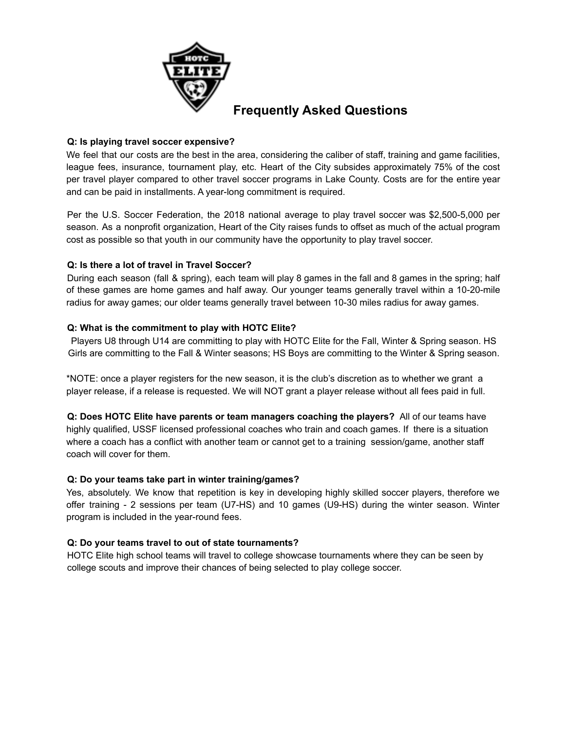# Frequently Asked Questions

**Q: Is playing travel soccer expensive?**
We feel that our costs are the best in the area, considering the caliber of staff, training and game facilities, league fees, insurance, tournament play, etc. Heart of the City subsides approximately 75% of the cost per travel player compared to other travel soccer programs in Lake County. Costs are for the entire year and can be paid in installments. A year-long commitment is required.

Per the U.S. Soccer Federation, the 2018 national average to play travel soccer was $2,500-5,000 per season. As a nonprofit organization, Heart of the City raises funds to offset as much of the actual program cost as possible so that youth in our community have the opportunity to play travel soccer.

**Q: Is there a lot of travel in Travel Soccer?**
During each season (fall & spring), each team will play 8 games in the fall and 8 games in the spring; half of these games are home games and half away. Our younger teams generally travel within a 10-20-mile radius for away games; our older teams generally travel between 10-30 miles radius for away games.

**Q: What is the commitment to play with HOTC Elite?**
Players U8 through U14 are committing to play with HOTC Elite for the Fall, Winter & Spring season. HS Girls are committing to the Fall & Winter seasons; HS Boys are committing to the Winter & Spring season.

*NOTE: once a player registers for the new season, it is the club's discretion as to whether we grant a player release, if a release is requested. We will NOT grant a player release without all fees paid in full.

**Q: Does HOTC Elite have parents or team managers coaching the players?** All of our teams have highly qualified, USSF licensed professional coaches who train and coach games. If there is a situation where a coach has a conflict with another team or cannot get to a training session/game, another staff coach will cover for them.

**Q: Do your teams take part in winter training/games?**
Yes, absolutely. We know that repetition is key in developing highly skilled soccer players, therefore we offer training - 2 sessions per team (U7-HS) and 10 games (U9-HS) during the winter season. Winter program is included in the year-round fees.

**Q: Do your teams travel to out of state tournaments?**
HOTC Elite high school teams will travel to college showcase tournaments where they can be seen by college scouts and improve their chances of being selected to play college soccer.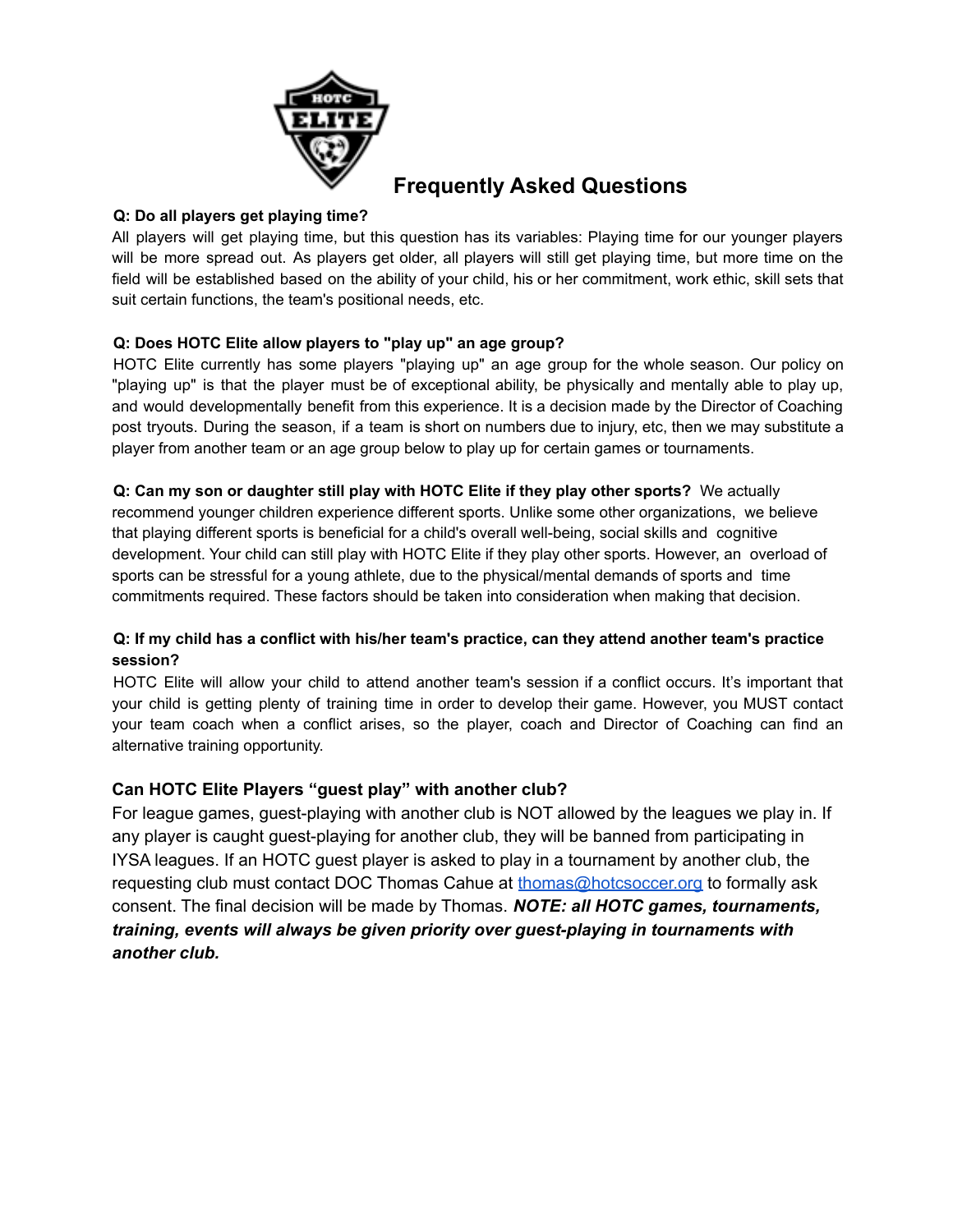## Frequently Asked Questions

**Q: Do all players get playing time?**

All players will get playing time, but this question has its variables: Playing time for our younger players will be more spread out. As players get older, all players will still get playing time, but more time on the field will be established based on the ability of your child, his or her commitment, work ethic, skill sets that suit certain functions, the team's positional needs, etc.

**Q: Does HOTC Elite allow players to "play up" an age group?**

HOTC Elite currently has some players "playing up" an age group for the whole season. Our policy on "playing up" is that the player must be of exceptional ability, be physically and mentally able to play up, and would developmentally benefit from this experience. It is a decision made by the Director of Coaching post tryouts. During the season, if a team is short on numbers due to injury, etc, then we may substitute a player from another team or an age group below to play up for certain games or tournaments.

**Q: Can my son or daughter still play with HOTC Elite if they play other sports?** We actually recommend younger children experience different sports. Unlike some other organizations, we believe that playing different sports is beneficial for a child's overall well-being, social skills and cognitive development. Your child can still play with HOTC Elite if they play other sports. However, an overload of sports can be stressful for a young athlete, due to the physical/mental demands of sports and time commitments required. These factors should be taken into consideration when making that decision.

**Q: If my child has a conflict with his/her team's practice, can they attend another team's practice session?**

HOTC Elite will allow your child to attend another team's session if a conflict occurs. It's important that your child is getting plenty of training time in order to develop their game. However, you MUST contact your team coach when a conflict arises, so the player, coach and Director of Coaching can find an alternative training opportunity.

### Can HOTC Elite Players "guest play" with another club?

For league games, guest-playing with another club is NOT allowed by the leagues we play in. If any player is caught guest-playing for another club, they will be banned from participating in IYSA leagues. If an HOTC guest player is asked to play in a tournament by another club, the requesting club must contact DOC Thomas Cahue at thomas@hotcsoccer.org to formally ask consent. The final decision will be made by Thomas. ***NOTE: all HOTC games, tournaments, training, events will always be given priority over guest-playing in tournaments with another club.***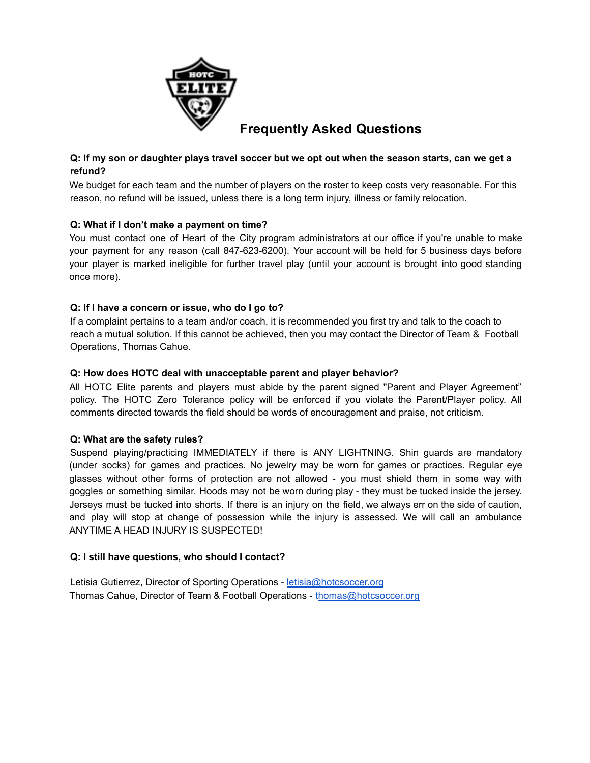# Frequently Asked Questions

**Q: If my son or daughter plays travel soccer but we opt out when the season starts, can we get a refund?**

We budget for each team and the number of players on the roster to keep costs very reasonable. For this reason, no refund will be issued, unless there is a long term injury, illness or family relocation.

**Q: What if I don't make a payment on time?**

You must contact one of Heart of the City program administrators at our office if you're unable to make your payment for any reason (call 847-623-6200). Your account will be held for 5 business days before your player is marked ineligible for further travel play (until your account is brought into good standing once more).

**Q: If I have a concern or issue, who do I go to?**

If a complaint pertains to a team and/or coach, it is recommended you first try and talk to the coach to reach a mutual solution. If this cannot be achieved, then you may contact the Director of Team & Football Operations, Thomas Cahue.

**Q: How does HOTC deal with unacceptable parent and player behavior?**

All HOTC Elite parents and players must abide by the parent signed "Parent and Player Agreement" policy. The HOTC Zero Tolerance policy will be enforced if you violate the Parent/Player policy. All comments directed towards the field should be words of encouragement and praise, not criticism.

**Q: What are the safety rules?**

Suspend playing/practicing IMMEDIATELY if there is ANY LIGHTNING. Shin guards are mandatory (under socks) for games and practices. No jewelry may be worn for games or practices. Regular eye glasses without other forms of protection are not allowed - you must shield them in some way with goggles or something similar. Hoods may not be worn during play - they must be tucked inside the jersey. Jerseys must be tucked into shorts. If there is an injury on the field, we always err on the side of caution, and play will stop at change of possession while the injury is assessed. We will call an ambulance ANYTIME A HEAD INJURY IS SUSPECTED!

**Q: I still have questions, who should I contact?**

Letisia Gutierrez, Director of Sporting Operations - letisia@hotcsoccer.org
Thomas Cahue, Director of Team & Football Operations - thomas@hotcsoccer.org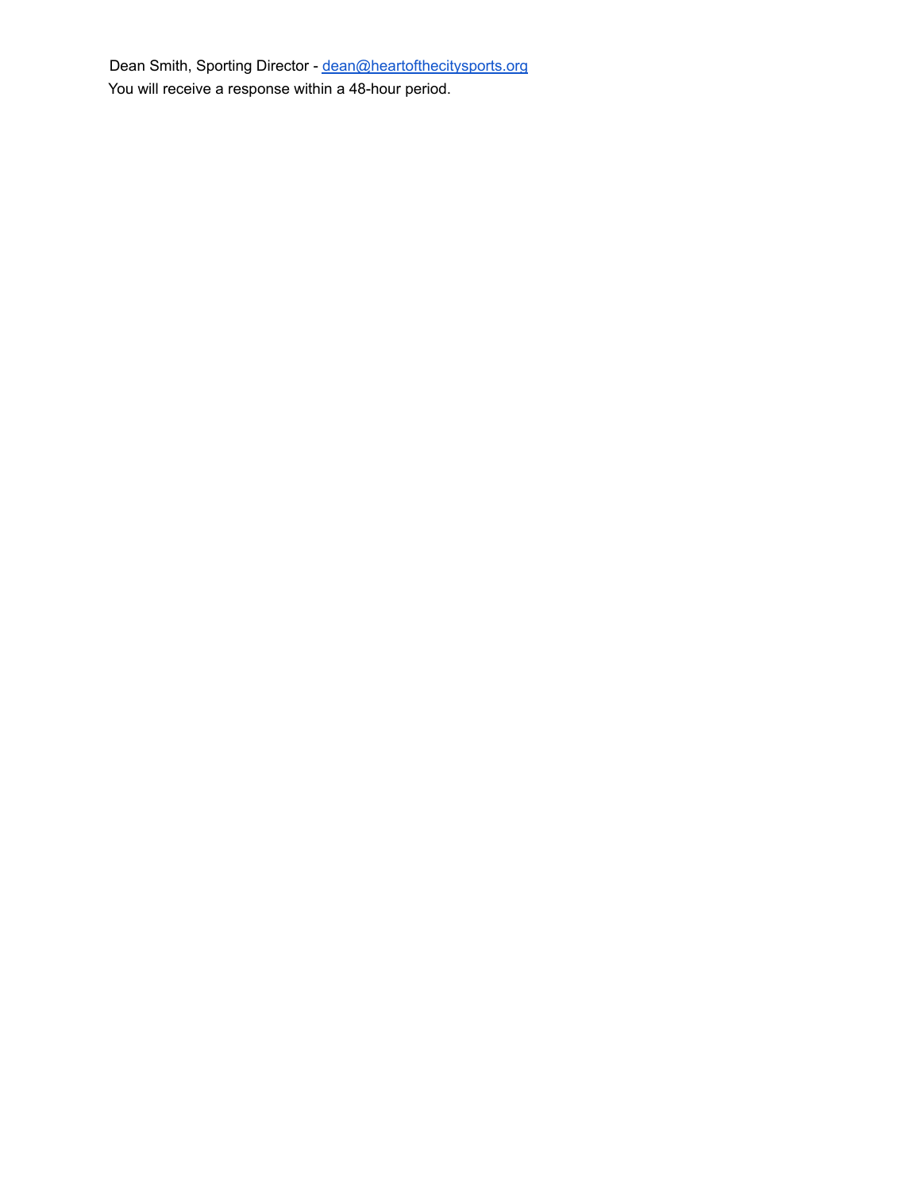Dean Smith, Sporting Director - [dean@heartofthecitysports.org](mailto:dean@heartofthecitysports.org)
You will receive a response within a 48-hour period.